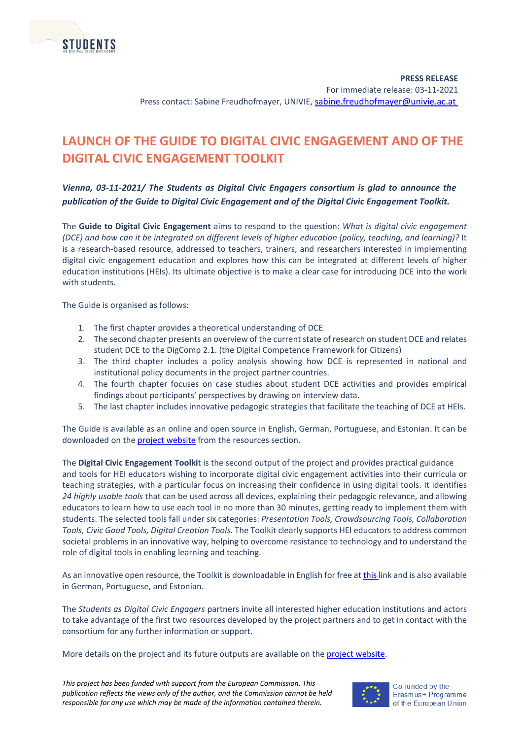**PRESS RELEASE**

For immediate release: 03-11-2021

Press contact: Sabine Freudhofmayer, UNIVIE, sabine.freudhofmayer@univie.ac.at

# LAUNCH OF THE GUIDE TO DIGITAL CIVIC ENGAGEMENT AND OF THE DIGITAL CIVIC ENGAGEMENT TOOLKIT

***Vienna, 03-11-2021/ The Students as Digital Civic Engagers consortium is glad to announce the publication of the Guide to Digital Civic Engagement and of the Digital Civic Engagement Toolkit.***

The **Guide to Digital Civic Engagement** aims to respond to the question: *What is digital civic engagement (DCE) and how can it be integrated on different levels of higher education (policy, teaching, and learning)?* It is a research-based resource, addressed to teachers, trainers, and researchers interested in implementing digital civic engagement education and explores how this can be integrated at different levels of higher education institutions (HEIs). Its ultimate objective is to make a clear case for introducing DCE into the work with students.

The Guide is organised as follows:

1. The first chapter provides a theoretical understanding of DCE.
2. The second chapter presents an overview of the current state of research on student DCE and relates student DCE to the DigComp 2.1. (the Digital Competence Framework for Citizens)
3. The third chapter includes a policy analysis showing how DCE is represented in national and institutional policy documents in the project partner countries.
4. The fourth chapter focuses on case studies about student DCE activities and provides empirical findings about participants' perspectives by drawing on interview data.
5. The last chapter includes innovative pedagogic strategies that facilitate the teaching of DCE at HEIs.

The Guide is available as an online and open source in English, German, Portuguese, and Estonian. It can be downloaded on the project website from the resources section.

The **Digital Civic Engagement Toolkit** is the second output of the project and provides practical guidance and tools for HEI educators wishing to incorporate digital civic engagement activities into their curricula or teaching strategies, with a particular focus on increasing their confidence in using digital tools. It identifies *24 highly usable tools* that can be used across all devices, explaining their pedagogic relevance, and allowing educators to learn how to use each tool in no more than 30 minutes, getting ready to implement them with students. The selected tools fall under six categories: *Presentation Tools, Crowdsourcing Tools, Collaboration Tools, Civic Good Tools, Digital Creation Tools.* The Toolkit clearly supports HEI educators to address common societal problems in an innovative way, helping to overcome resistance to technology and to understand the role of digital tools in enabling learning and teaching.

As an innovative open resource, the Toolkit is downloadable in English for free at this link and is also available in German, Portuguese, and Estonian.

The *Students as Digital Civic Engagers* partners invite all interested higher education institutions and actors to take advantage of the first two resources developed by the project partners and to get in contact with the consortium for any further information or support.

More details on the project and its future outputs are available on the project website.

*This project has been funded with support from the European Commission. This publication reflects the views only of the author, and the Commission cannot be held responsible for any use which may be made of the information contained therein.*

Co-funded by the Erasmus+ Programme of the European Union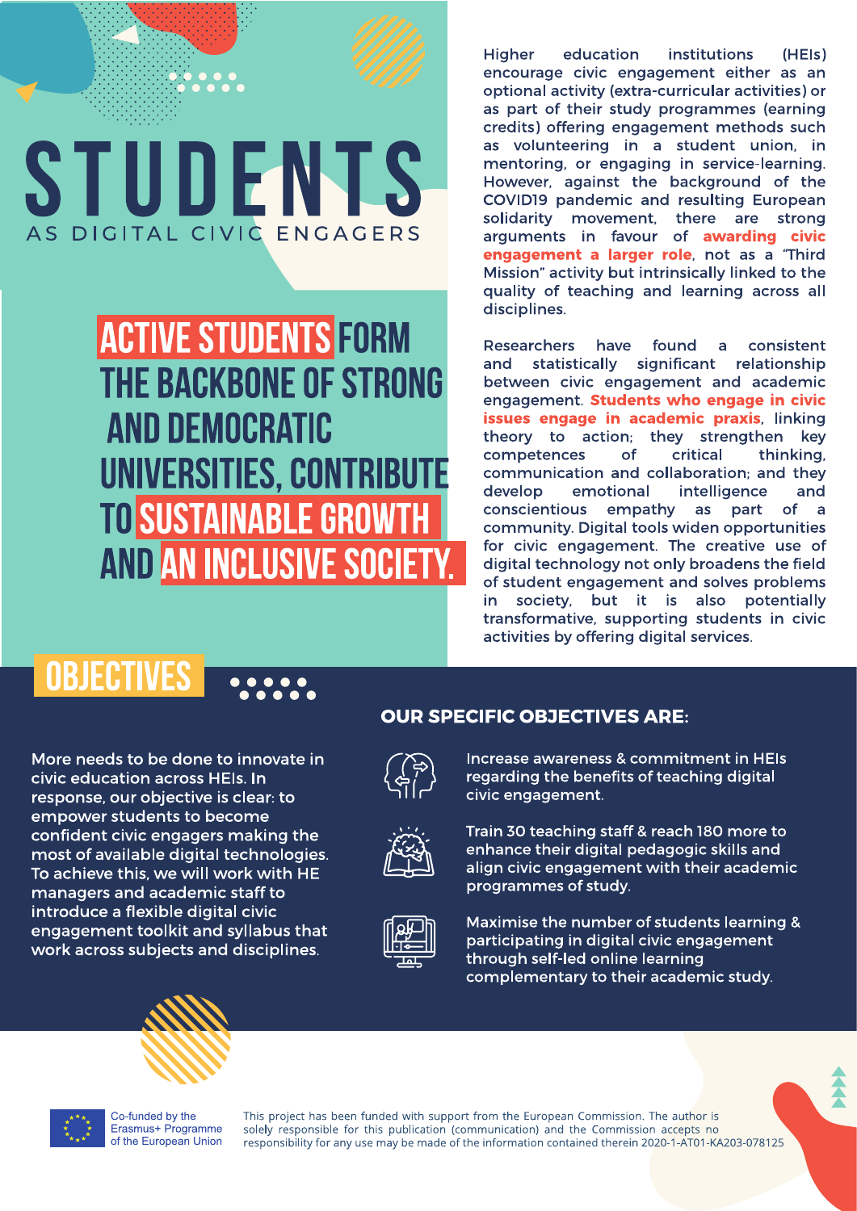# STUDENTS

AS DIGITAL CIVIC ENGAGERS

## ACTIVE STUDENTS FORM THE BACKBONE OF STRONG AND DEMOCRATIC UNIVERSITIES, CONTRIBUTE TO SUSTAINABLE GROWTH AND AN INCLUSIVE SOCIETY.

Higher education institutions (HEIs) encourage civic engagement either as an optional activity (extra-curricular activities) or as part of their study programmes (earning credits) offering engagement methods such as volunteering in a student union, in mentoring, or engaging in service-learning. However, against the background of the COVID19 pandemic and resulting European solidarity movement, there are strong arguments in favour of **awarding civic engagement a larger role**, not as a "Third Mission" activity but intrinsically linked to the quality of teaching and learning across all disciplines.

Researchers have found a consistent and statistically significant relationship between civic engagement and academic engagement. **Students who engage in civic issues engage in academic praxis**, linking theory to action; they strengthen key competences of critical thinking, communication and collaboration; and they develop emotional intelligence and conscientious empathy as part of a community. Digital tools widen opportunities for civic engagement. The creative use of digital technology not only broadens the field of student engagement and solves problems in society, but it is also potentially transformative, supporting students in civic activities by offering digital services.

## OBJECTIVES

More needs to be done to innovate in civic education across HEIs. In response, our objective is clear: to empower students to become confident civic engagers making the most of available digital technologies. To achieve this, we will work with HE managers and academic staff to introduce a flexible digital civic engagement toolkit and syllabus that work across subjects and disciplines.

### OUR SPECIFIC OBJECTIVES ARE:

- Increase awareness & commitment in HEIs regarding the benefits of teaching digital civic engagement.
- Train 30 teaching staff & reach 180 more to enhance their digital pedagogic skills and align civic engagement with their academic programmes of study.
- Maximise the number of students learning & participating in digital civic engagement through self-led online learning complementary to their academic study.

Co-funded by the Erasmus+ Programme of the European Union

This project has been funded with support from the European Commission. The author is solely responsible for this publication (communication) and the Commission accepts no responsibility for any use may be made of the information contained therein 2020-1-AT01-KA203-078125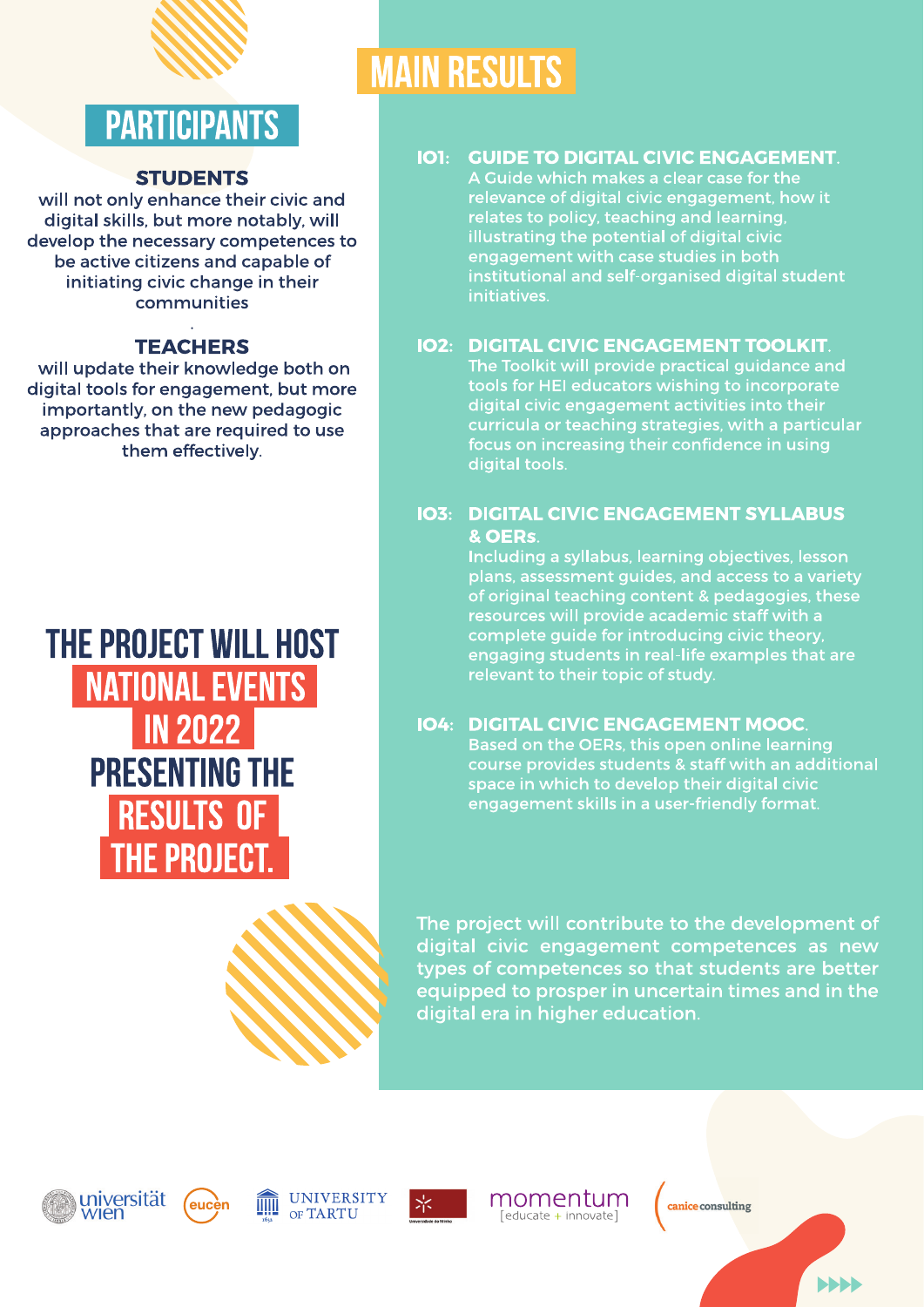## PARTICIPANTS

### STUDENTS

will not only enhance their civic and digital skills, but more notably, will develop the necessary competences to be active citizens and capable of initiating civic change in their communities

### TEACHERS

will update their knowledge both on digital tools for engagement, but more importantly, on the new pedagogic approaches that are required to use them effectively.

## THE PROJECT WILL HOST NATIONAL EVENTS IN 2022 PRESENTING THE RESULTS OF THE PROJECT.

## MAIN RESULTS

**IO1: GUIDE TO DIGITAL CIVIC ENGAGEMENT.**
A Guide which makes a clear case for the relevance of digital civic engagement, how it relates to policy, teaching and learning, illustrating the potential of digital civic engagement with case studies in both institutional and self-organised digital student initiatives.

**IO2: DIGITAL CIVIC ENGAGEMENT TOOLKIT.**
The Toolkit will provide practical guidance and tools for HEI educators wishing to incorporate digital civic engagement activities into their curricula or teaching strategies, with a particular focus on increasing their confidence in using digital tools.

**IO3: DIGITAL CIVIC ENGAGEMENT SYLLABUS & OERs.**
Including a syllabus, learning objectives, lesson plans, assessment guides, and access to a variety of original teaching content & pedagogies, these resources will provide academic staff with a complete guide for introducing civic theory, engaging students in real-life examples that are relevant to their topic of study.

**IO4: DIGITAL CIVIC ENGAGEMENT MOOC.**
Based on the OERs, this open online learning course provides students & staff with an additional space in which to develop their digital civic engagement skills in a user-friendly format.

The project will contribute to the development of digital civic engagement competences as new types of competences so that students are better equipped to prosper in uncertain times and in the digital era in higher education.

universität wien | eucen | UNIVERSITY OF TARTU | Universidade do Minho | momentum [educate + innovate] | canice consulting